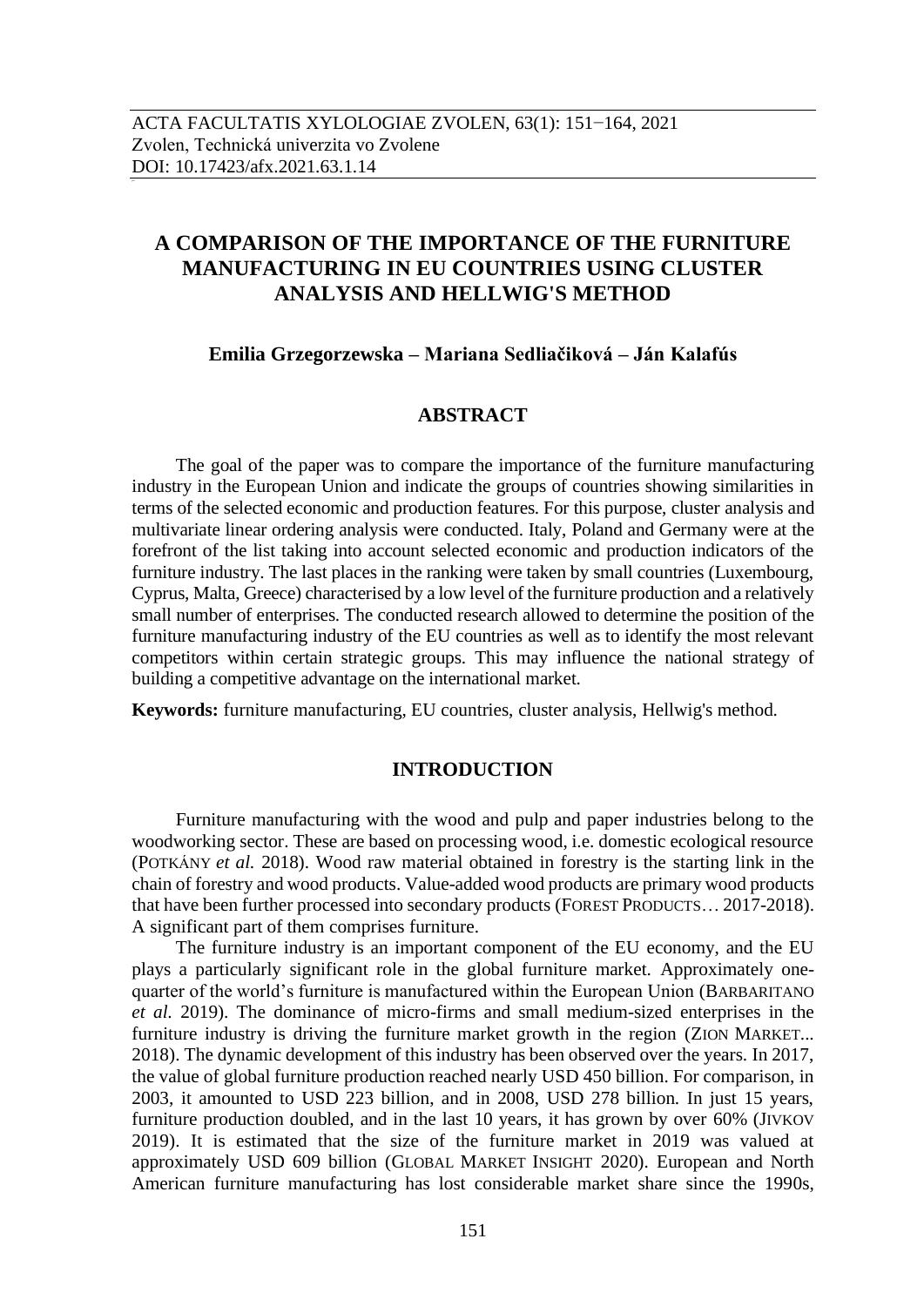ACTA FACULTATIS XYLOLOGIAE ZVOLEN, 63(1): 151−164, 2021
Zvolen, Technická univerzita vo Zvolene
DOI: 10.17423/afx.2021.63.1.14

# A COMPARISON OF THE IMPORTANCE OF THE FURNITURE MANUFACTURING IN EU COUNTRIES USING CLUSTER ANALYSIS AND HELLWIG'S METHOD

**Emilia Grzegorzewska – Mariana Sedliačiková – Ján Kalafús**

## ABSTRACT

The goal of the paper was to compare the importance of the furniture manufacturing industry in the European Union and indicate the groups of countries showing similarities in terms of the selected economic and production features. For this purpose, cluster analysis and multivariate linear ordering analysis were conducted. Italy, Poland and Germany were at the forefront of the list taking into account selected economic and production indicators of the furniture industry. The last places in the ranking were taken by small countries (Luxembourg, Cyprus, Malta, Greece) characterised by a low level of the furniture production and a relatively small number of enterprises. The conducted research allowed to determine the position of the furniture manufacturing industry of the EU countries as well as to identify the most relevant competitors within certain strategic groups. This may influence the national strategy of building a competitive advantage on the international market.

**Keywords:** furniture manufacturing, EU countries, cluster analysis, Hellwig's method.

## INTRODUCTION

Furniture manufacturing with the wood and pulp and paper industries belong to the woodworking sector. These are based on processing wood, i.e. domestic ecological resource (POTKÁNY *et al.* 2018). Wood raw material obtained in forestry is the starting link in the chain of forestry and wood products. Value-added wood products are primary wood products that have been further processed into secondary products (FOREST PRODUCTS… 2017-2018). A significant part of them comprises furniture.

The furniture industry is an important component of the EU economy, and the EU plays a particularly significant role in the global furniture market. Approximately one-quarter of the world's furniture is manufactured within the European Union (BARBARITANO *et al.* 2019). The dominance of micro-firms and small medium-sized enterprises in the furniture industry is driving the furniture market growth in the region (ZION MARKET... 2018). The dynamic development of this industry has been observed over the years. In 2017, the value of global furniture production reached nearly USD 450 billion. For comparison, in 2003, it amounted to USD 223 billion, and in 2008, USD 278 billion. In just 15 years, furniture production doubled, and in the last 10 years, it has grown by over 60% (JIVKOV 2019). It is estimated that the size of the furniture market in 2019 was valued at approximately USD 609 billion (GLOBAL MARKET INSIGHT 2020). European and North American furniture manufacturing has lost considerable market share since the 1990s,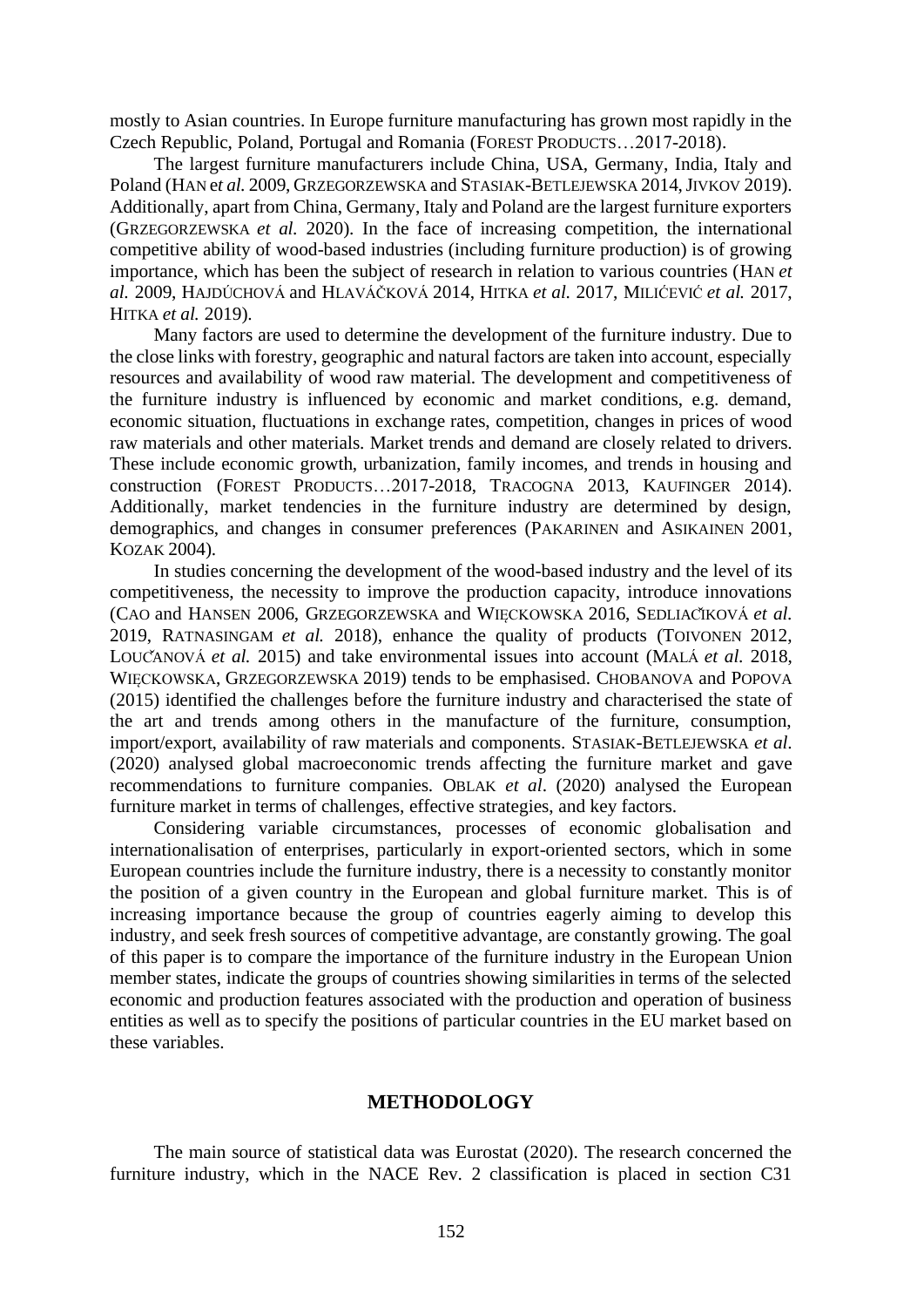mostly to Asian countries. In Europe furniture manufacturing has grown most rapidly in the Czech Republic, Poland, Portugal and Romania (FOREST PRODUCTS…2017-2018).

The largest furniture manufacturers include China, USA, Germany, India, Italy and Poland (HAN e*t al.* 2009, GRZEGORZEWSKA and STASIAK-BETLEJEWSKA 2014, JIVKOV 2019). Additionally, apart from China, Germany, Italy and Poland are the largest furniture exporters (GRZEGORZEWSKA *et al.* 2020). In the face of increasing competition, the international competitive ability of wood-based industries (including furniture production) is of growing importance, which has been the subject of research in relation to various countries (HAN *et al.* 2009, HAJDÚCHOVÁ and HLAVÁČKOVÁ 2014, HITKA *et al.* 2017, MILIĆEVIĆ *et al.* 2017, HITKA *et al.* 2019).

Many factors are used to determine the development of the furniture industry. Due to the close links with forestry, geographic and natural factors are taken into account, especially resources and availability of wood raw material. The development and competitiveness of the furniture industry is influenced by economic and market conditions, e.g. demand, economic situation, fluctuations in exchange rates, competition, changes in prices of wood raw materials and other materials. Market trends and demand are closely related to drivers. These include economic growth, urbanization, family incomes, and trends in housing and construction (FOREST PRODUCTS…2017-2018, TRACOGNA 2013, KAUFINGER 2014). Additionally, market tendencies in the furniture industry are determined by design, demographics, and changes in consumer preferences (PAKARINEN and ASIKAINEN 2001, KOZAK 2004).

In studies concerning the development of the wood-based industry and the level of its competitiveness, the necessity to improve the production capacity, introduce innovations (CAO and HANSEN 2006, GRZEGORZEWSKA and WIĘCKOWSKA 2016, SEDLIAČIKOVÁ *et al.* 2019, RATNASINGAM *et al.* 2018), enhance the quality of products (TOIVONEN 2012, LOUČANOVÁ *et al.* 2015) and take environmental issues into account (MALÁ *et al.* 2018, WIĘCKOWSKA, GRZEGORZEWSKA 2019) tends to be emphasised. CHOBANOVA and POPOVA (2015) identified the challenges before the furniture industry and characterised the state of the art and trends among others in the manufacture of the furniture, consumption, import/export, availability of raw materials and components. STASIAK-BETLEJEWSKA *et al.* (2020) analysed global macroeconomic trends affecting the furniture market and gave recommendations to furniture companies. OBLAK *et al*. (2020) analysed the European furniture market in terms of challenges, effective strategies, and key factors.

Considering variable circumstances, processes of economic globalisation and internationalisation of enterprises, particularly in export-oriented sectors, which in some European countries include the furniture industry, there is a necessity to constantly monitor the position of a given country in the European and global furniture market. This is of increasing importance because the group of countries eagerly aiming to develop this industry, and seek fresh sources of competitive advantage, are constantly growing. The goal of this paper is to compare the importance of the furniture industry in the European Union member states, indicate the groups of countries showing similarities in terms of the selected economic and production features associated with the production and operation of business entities as well as to specify the positions of particular countries in the EU market based on these variables.

## METHODOLOGY

The main source of statistical data was Eurostat (2020). The research concerned the furniture industry, which in the NACE Rev. 2 classification is placed in section C31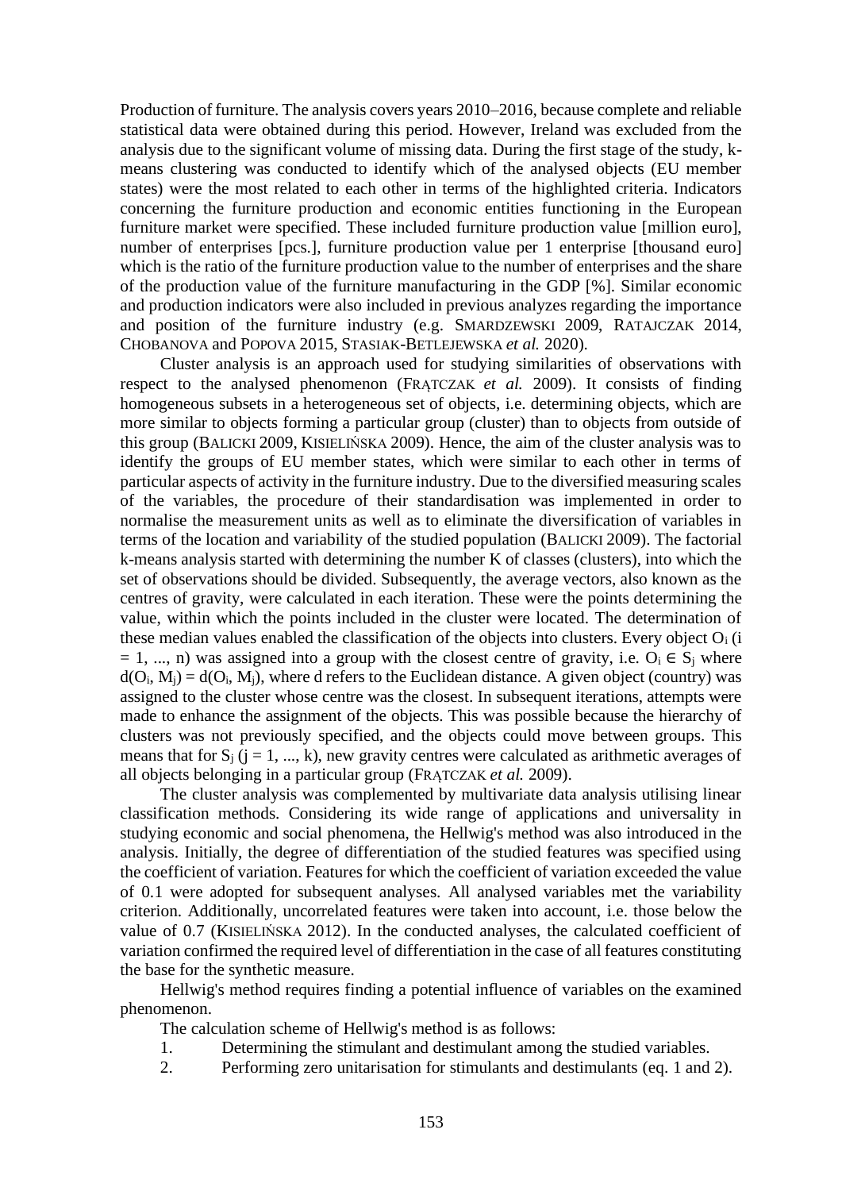Production of furniture. The analysis covers years 2010–2016, because complete and reliable statistical data were obtained during this period. However, Ireland was excluded from the analysis due to the significant volume of missing data. During the first stage of the study, k-means clustering was conducted to identify which of the analysed objects (EU member states) were the most related to each other in terms of the highlighted criteria. Indicators concerning the furniture production and economic entities functioning in the European furniture market were specified. These included furniture production value [million euro], number of enterprises [pcs.], furniture production value per 1 enterprise [thousand euro] which is the ratio of the furniture production value to the number of enterprises and the share of the production value of the furniture manufacturing in the GDP [%]. Similar economic and production indicators were also included in previous analyzes regarding the importance and position of the furniture industry (e.g. SMARDZEWSKI 2009, RATAJCZAK 2014, CHOBANOVA and POPOVA 2015, STASIAK-BETLEJEWSKA *et al.* 2020).

Cluster analysis is an approach used for studying similarities of observations with respect to the analysed phenomenon (FRĄTCZAK *et al.* 2009). It consists of finding homogeneous subsets in a heterogeneous set of objects, i.e. determining objects, which are more similar to objects forming a particular group (cluster) than to objects from outside of this group (BALICKI 2009, KISIELIŃSKA 2009). Hence, the aim of the cluster analysis was to identify the groups of EU member states, which were similar to each other in terms of particular aspects of activity in the furniture industry. Due to the diversified measuring scales of the variables, the procedure of their standardisation was implemented in order to normalise the measurement units as well as to eliminate the diversification of variables in terms of the location and variability of the studied population (BALICKI 2009). The factorial k-means analysis started with determining the number K of classes (clusters), into which the set of observations should be divided. Subsequently, the average vectors, also known as the centres of gravity, were calculated in each iteration. These were the points determining the value, within which the points included in the cluster were located. The determination of these median values enabled the classification of the objects into clusters. Every object $O_i$ ($i = 1, ..., n$) was assigned into a group with the closest centre of gravity, i.e. $O_i \in S_j$ where $d(O_i, M_j) = d(O_i, M_j)$, where d refers to the Euclidean distance. A given object (country) was assigned to the cluster whose centre was the closest. In subsequent iterations, attempts were made to enhance the assignment of the objects. This was possible because the hierarchy of clusters was not previously specified, and the objects could move between groups. This means that for $S_j$ ($j = 1, ..., k$), new gravity centres were calculated as arithmetic averages of all objects belonging in a particular group (FRĄTCZAK *et al.* 2009).

The cluster analysis was complemented by multivariate data analysis utilising linear classification methods. Considering its wide range of applications and universality in studying economic and social phenomena, the Hellwig's method was also introduced in the analysis. Initially, the degree of differentiation of the studied features was specified using the coefficient of variation. Features for which the coefficient of variation exceeded the value of 0.1 were adopted for subsequent analyses. All analysed variables met the variability criterion. Additionally, uncorrelated features were taken into account, i.e. those below the value of 0.7 (KISIELIŃSKA 2012). In the conducted analyses, the calculated coefficient of variation confirmed the required level of differentiation in the case of all features constituting the base for the synthetic measure.

Hellwig's method requires finding a potential influence of variables on the examined phenomenon.

The calculation scheme of Hellwig's method is as follows:

1. Determining the stimulant and destimulant among the studied variables.
2. Performing zero unitarisation for stimulants and destimulants (eq. 1 and 2).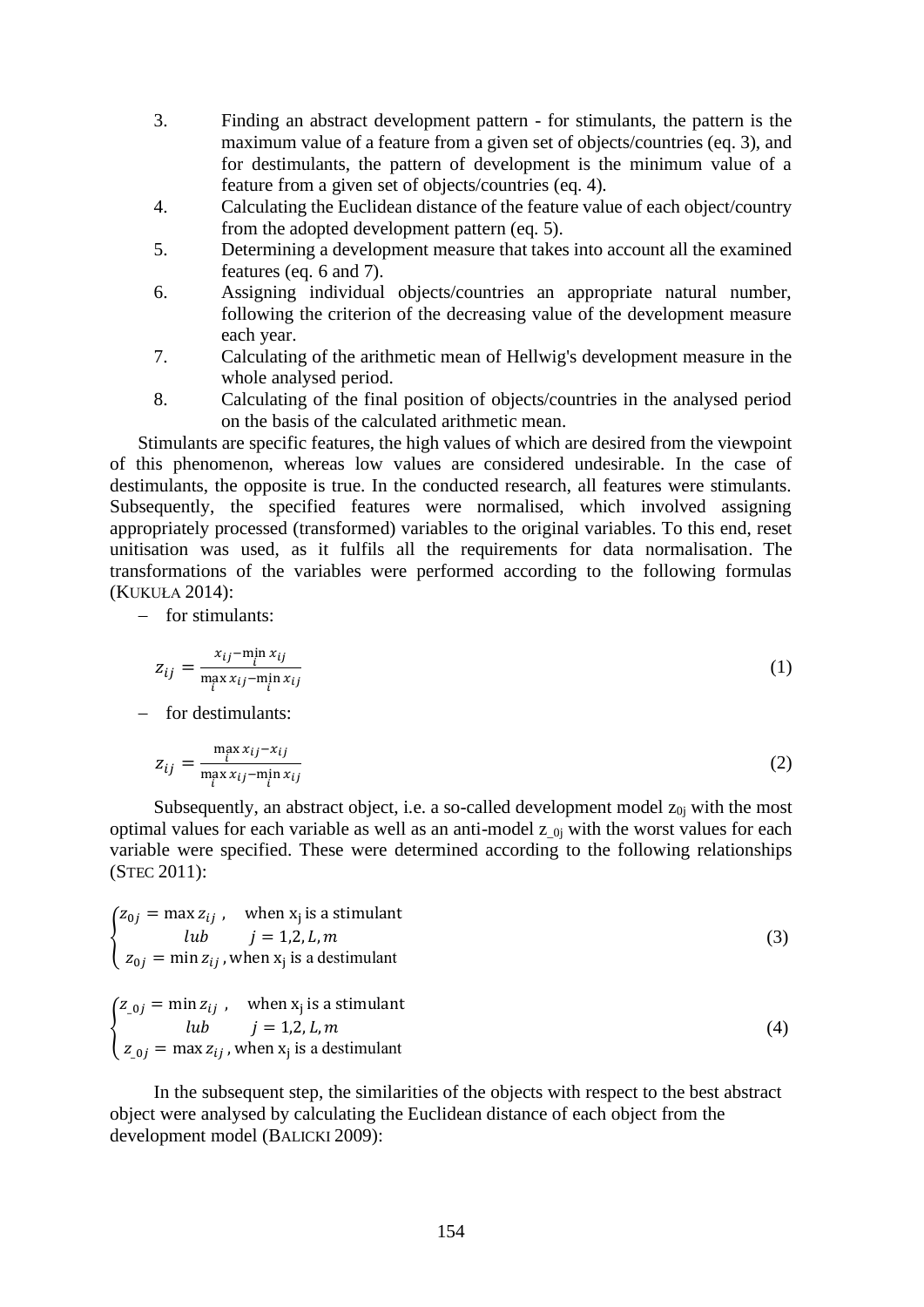3. Finding an abstract development pattern - for stimulants, the pattern is the maximum value of a feature from a given set of objects/countries (eq. 3), and for destimulants, the pattern of development is the minimum value of a feature from a given set of objects/countries (eq. 4).
4. Calculating the Euclidean distance of the feature value of each object/country from the adopted development pattern (eq. 5).
5. Determining a development measure that takes into account all the examined features (eq. 6 and 7).
6. Assigning individual objects/countries an appropriate natural number, following the criterion of the decreasing value of the development measure each year.
7. Calculating of the arithmetic mean of Hellwig's development measure in the whole analysed period.
8. Calculating of the final position of objects/countries in the analysed period on the basis of the calculated arithmetic mean.

Stimulants are specific features, the high values of which are desired from the viewpoint of this phenomenon, whereas low values are considered undesirable. In the case of destimulants, the opposite is true. In the conducted research, all features were stimulants. Subsequently, the specified features were normalised, which involved assigning appropriately processed (transformed) variables to the original variables. To this end, reset unitisation was used, as it fulfils all the requirements for data normalisation. The transformations of the variables were performed according to the following formulas (KUKUŁA 2014):

- for stimulants:

$$z_{ij} = \frac{x_{ij} - \min_i x_{ij}}{\max_i x_{ij} - \min_i x_{ij}} \tag{1}$$

- for destimulants:

$$z_{ij} = \frac{\max_i x_{ij} - x_{ij}}{\max_i x_{ij} - \min_i x_{ij}} \tag{2}$$

Subsequently, an abstract object, i.e. a so-called development model $z_{0j}$ with the most optimal values for each variable as well as an anti-model $z_{\_0j}$ with the worst values for each variable were specified. These were determined according to the following relationships (STEC 2011):

$$\begin{cases} z_{0j} = \max z_{ij}\,, \quad \text{when } x_j \text{ is a stimulant} \\ \qquad lub \qquad j = 1,2, L, m \\ z_{0j} = \min z_{ij}\,, \text{when } x_j \text{ is a destimulant} \end{cases} \tag{3}$$

$$\begin{cases} z_{\_0j} = \min z_{ij}\,, \quad \text{when } x_j \text{ is a stimulant} \\ \qquad lub \qquad j = 1,2, L, m \\ z_{\_0j} = \max z_{ij}\,, \text{when } x_j \text{ is a destimulant} \end{cases} \tag{4}$$

In the subsequent step, the similarities of the objects with respect to the best abstract object were analysed by calculating the Euclidean distance of each object from the development model (BALICKI 2009):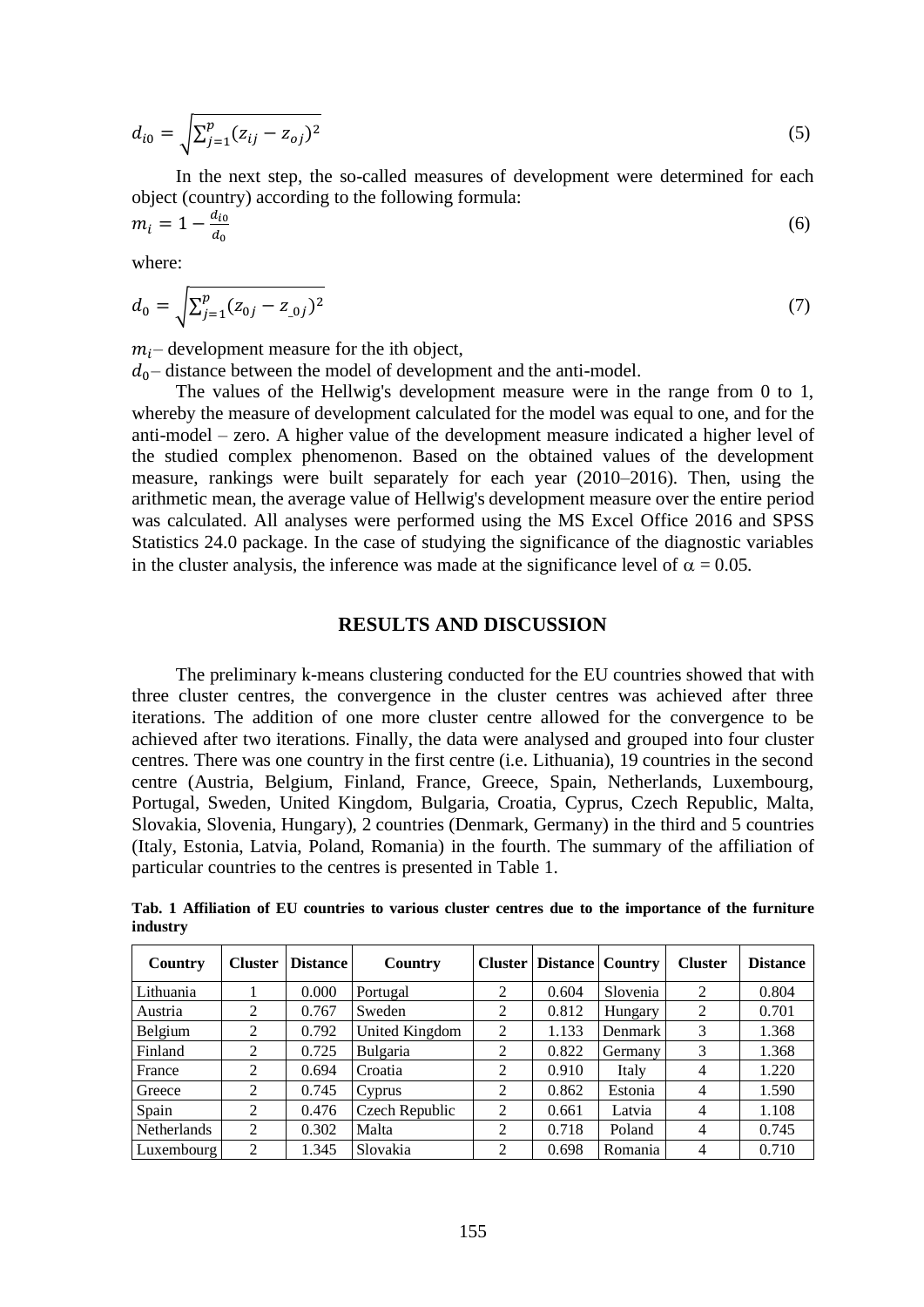$$d_{i0} = \sqrt{\sum_{j=1}^{p}(z_{ij} - z_{oj})^2} \tag{5}$$

In the next step, the so-called measures of development were determined for each object (country) according to the following formula:

$$m_i = 1 - \frac{d_{i0}}{d_0} \tag{6}$$

where:

$$d_0 = \sqrt{\sum_{j=1}^{p}(z_{0j} - z_{\_0j})^2} \tag{7}$$

$m_i$ – development measure for the ith object,

$d_0$ – distance between the model of development and the anti-model.

The values of the Hellwig's development measure were in the range from 0 to 1, whereby the measure of development calculated for the model was equal to one, and for the anti-model – zero. A higher value of the development measure indicated a higher level of the studied complex phenomenon. Based on the obtained values of the development measure, rankings were built separately for each year (2010–2016). Then, using the arithmetic mean, the average value of Hellwig's development measure over the entire period was calculated. All analyses were performed using the MS Excel Office 2016 and SPSS Statistics 24.0 package. In the case of studying the significance of the diagnostic variables in the cluster analysis, the inference was made at the significance level of $\alpha = 0.05$.

## RESULTS AND DISCUSSION

The preliminary k-means clustering conducted for the EU countries showed that with three cluster centres, the convergence in the cluster centres was achieved after three iterations. The addition of one more cluster centre allowed for the convergence to be achieved after two iterations. Finally, the data were analysed and grouped into four cluster centres. There was one country in the first centre (i.e. Lithuania), 19 countries in the second centre (Austria, Belgium, Finland, France, Greece, Spain, Netherlands, Luxembourg, Portugal, Sweden, United Kingdom, Bulgaria, Croatia, Cyprus, Czech Republic, Malta, Slovakia, Slovenia, Hungary), 2 countries (Denmark, Germany) in the third and 5 countries (Italy, Estonia, Latvia, Poland, Romania) in the fourth. The summary of the affiliation of particular countries to the centres is presented in Table 1.

**Tab. 1 Affiliation of EU countries to various cluster centres due to the importance of the furniture industry**

| Country | Cluster | Distance | Country | Cluster | Distance | Country | Cluster | Distance |
|---|---|---|---|---|---|---|---|---|
| Lithuania | 1 | 0.000 | Portugal | 2 | 0.604 | Slovenia | 2 | 0.804 |
| Austria | 2 | 0.767 | Sweden | 2 | 0.812 | Hungary | 2 | 0.701 |
| Belgium | 2 | 0.792 | United Kingdom | 2 | 1.133 | Denmark | 3 | 1.368 |
| Finland | 2 | 0.725 | Bulgaria | 2 | 0.822 | Germany | 3 | 1.368 |
| France | 2 | 0.694 | Croatia | 2 | 0.910 | Italy | 4 | 1.220 |
| Greece | 2 | 0.745 | Cyprus | 2 | 0.862 | Estonia | 4 | 1.590 |
| Spain | 2 | 0.476 | Czech Republic | 2 | 0.661 | Latvia | 4 | 1.108 |
| Netherlands | 2 | 0.302 | Malta | 2 | 0.718 | Poland | 4 | 0.745 |
| Luxembourg | 2 | 1.345 | Slovakia | 2 | 0.698 | Romania | 4 | 0.710 |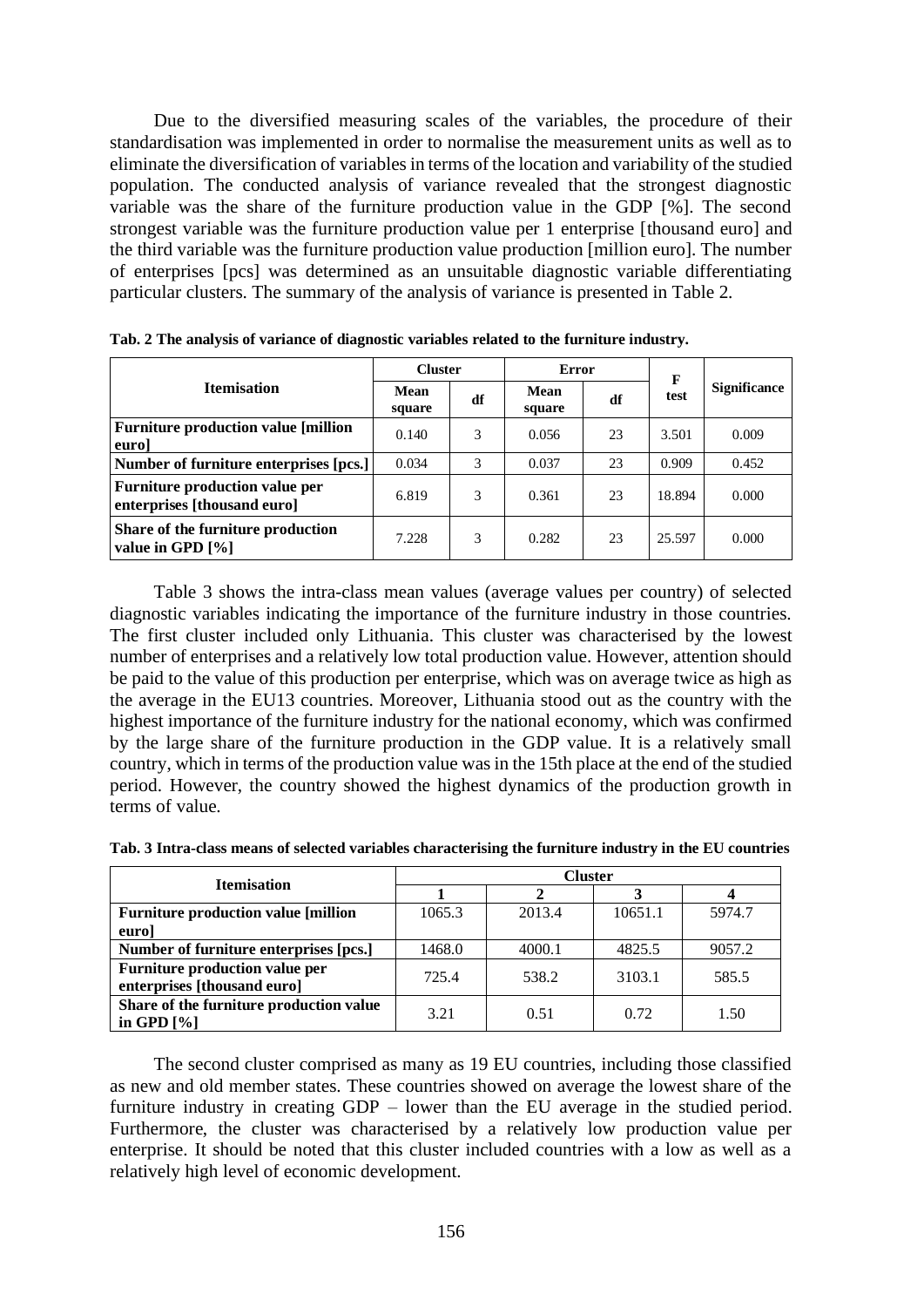Due to the diversified measuring scales of the variables, the procedure of their standardisation was implemented in order to normalise the measurement units as well as to eliminate the diversification of variables in terms of the location and variability of the studied population. The conducted analysis of variance revealed that the strongest diagnostic variable was the share of the furniture production value in the GDP [%]. The second strongest variable was the furniture production value per 1 enterprise [thousand euro] and the third variable was the furniture production value production [million euro]. The number of enterprises [pcs] was determined as an unsuitable diagnostic variable differentiating particular clusters. The summary of the analysis of variance is presented in Table 2.

**Tab. 2 The analysis of variance of diagnostic variables related to the furniture industry.**

| Itemisation | Cluster | | Error | | F test | Significance |
|---|---|---|---|---|---|---|
| | Mean square | df | Mean square | df | | |
| **Furniture production value [million euro]** | 0.140 | 3 | 0.056 | 23 | 3.501 | 0.009 |
| **Number of furniture enterprises [pcs.]** | 0.034 | 3 | 0.037 | 23 | 0.909 | 0.452 |
| **Furniture production value per enterprises [thousand euro]** | 6.819 | 3 | 0.361 | 23 | 18.894 | 0.000 |
| **Share of the furniture production value in GPD [%]** | 7.228 | 3 | 0.282 | 23 | 25.597 | 0.000 |

Table 3 shows the intra-class mean values (average values per country) of selected diagnostic variables indicating the importance of the furniture industry in those countries. The first cluster included only Lithuania. This cluster was characterised by the lowest number of enterprises and a relatively low total production value. However, attention should be paid to the value of this production per enterprise, which was on average twice as high as the average in the EU13 countries. Moreover, Lithuania stood out as the country with the highest importance of the furniture industry for the national economy, which was confirmed by the large share of the furniture production in the GDP value. It is a relatively small country, which in terms of the production value was in the 15th place at the end of the studied period. However, the country showed the highest dynamics of the production growth in terms of value.

**Tab. 3 Intra-class means of selected variables characterising the furniture industry in the EU countries**

| Itemisation | Cluster | | | |
|---|---|---|---|---|
| | 1 | 2 | 3 | 4 |
| **Furniture production value [million euro]** | 1065.3 | 2013.4 | 10651.1 | 5974.7 |
| **Number of furniture enterprises [pcs.]** | 1468.0 | 4000.1 | 4825.5 | 9057.2 |
| **Furniture production value per enterprises [thousand euro]** | 725.4 | 538.2 | 3103.1 | 585.5 |
| **Share of the furniture production value in GPD [%]** | 3.21 | 0.51 | 0.72 | 1.50 |

The second cluster comprised as many as 19 EU countries, including those classified as new and old member states. These countries showed on average the lowest share of the furniture industry in creating GDP – lower than the EU average in the studied period. Furthermore, the cluster was characterised by a relatively low production value per enterprise. It should be noted that this cluster included countries with a low as well as a relatively high level of economic development.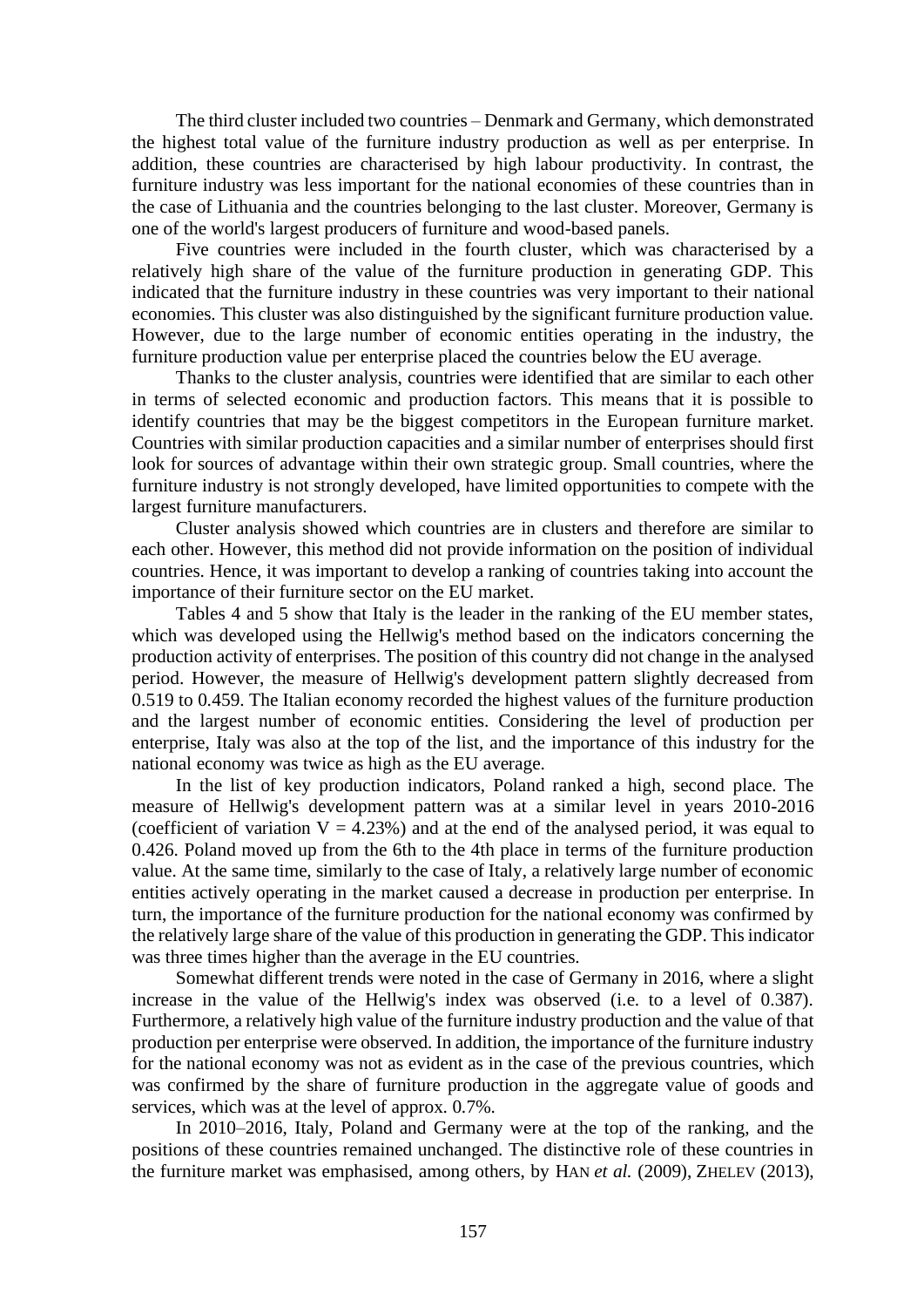The third cluster included two countries – Denmark and Germany, which demonstrated the highest total value of the furniture industry production as well as per enterprise. In addition, these countries are characterised by high labour productivity. In contrast, the furniture industry was less important for the national economies of these countries than in the case of Lithuania and the countries belonging to the last cluster. Moreover, Germany is one of the world's largest producers of furniture and wood-based panels.

Five countries were included in the fourth cluster, which was characterised by a relatively high share of the value of the furniture production in generating GDP. This indicated that the furniture industry in these countries was very important to their national economies. This cluster was also distinguished by the significant furniture production value. However, due to the large number of economic entities operating in the industry, the furniture production value per enterprise placed the countries below the EU average.

Thanks to the cluster analysis, countries were identified that are similar to each other in terms of selected economic and production factors. This means that it is possible to identify countries that may be the biggest competitors in the European furniture market. Countries with similar production capacities and a similar number of enterprises should first look for sources of advantage within their own strategic group. Small countries, where the furniture industry is not strongly developed, have limited opportunities to compete with the largest furniture manufacturers.

Cluster analysis showed which countries are in clusters and therefore are similar to each other. However, this method did not provide information on the position of individual countries. Hence, it was important to develop a ranking of countries taking into account the importance of their furniture sector on the EU market.

Tables 4 and 5 show that Italy is the leader in the ranking of the EU member states, which was developed using the Hellwig's method based on the indicators concerning the production activity of enterprises. The position of this country did not change in the analysed period. However, the measure of Hellwig's development pattern slightly decreased from 0.519 to 0.459. The Italian economy recorded the highest values of the furniture production and the largest number of economic entities. Considering the level of production per enterprise, Italy was also at the top of the list, and the importance of this industry for the national economy was twice as high as the EU average.

In the list of key production indicators, Poland ranked a high, second place. The measure of Hellwig's development pattern was at a similar level in years 2010-2016 (coefficient of variation $V = 4.23\%$) and at the end of the analysed period, it was equal to 0.426. Poland moved up from the 6th to the 4th place in terms of the furniture production value. At the same time, similarly to the case of Italy, a relatively large number of economic entities actively operating in the market caused a decrease in production per enterprise. In turn, the importance of the furniture production for the national economy was confirmed by the relatively large share of the value of this production in generating the GDP. This indicator was three times higher than the average in the EU countries.

Somewhat different trends were noted in the case of Germany in 2016, where a slight increase in the value of the Hellwig's index was observed (i.e. to a level of 0.387). Furthermore, a relatively high value of the furniture industry production and the value of that production per enterprise were observed. In addition, the importance of the furniture industry for the national economy was not as evident as in the case of the previous countries, which was confirmed by the share of furniture production in the aggregate value of goods and services, which was at the level of approx. 0.7%.

In 2010–2016, Italy, Poland and Germany were at the top of the ranking, and the positions of these countries remained unchanged. The distinctive role of these countries in the furniture market was emphasised, among others, by HAN *et al.* (2009), ZHELEV (2013),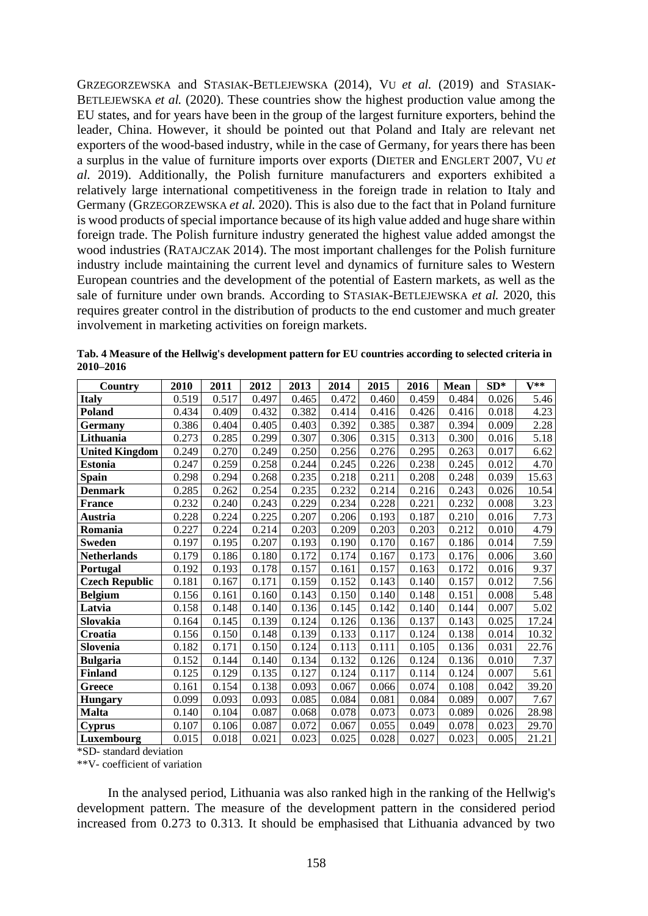GRZEGORZEWSKA and STASIAK-BETLEJEWSKA (2014), VU *et al.* (2019) and STASIAK-BETLEJEWSKA *et al.* (2020). These countries show the highest production value among the EU states, and for years have been in the group of the largest furniture exporters, behind the leader, China. However, it should be pointed out that Poland and Italy are relevant net exporters of the wood-based industry, while in the case of Germany, for years there has been a surplus in the value of furniture imports over exports (DIETER and ENGLERT 2007, VU *et al.* 2019). Additionally, the Polish furniture manufacturers and exporters exhibited a relatively large international competitiveness in the foreign trade in relation to Italy and Germany (GRZEGORZEWSKA *et al.* 2020). This is also due to the fact that in Poland furniture is wood products of special importance because of its high value added and huge share within foreign trade. The Polish furniture industry generated the highest value added amongst the wood industries (RATAJCZAK 2014). The most important challenges for the Polish furniture industry include maintaining the current level and dynamics of furniture sales to Western European countries and the development of the potential of Eastern markets, as well as the sale of furniture under own brands. According to STASIAK-BETLEJEWSKA *et al.* 2020, this requires greater control in the distribution of products to the end customer and much greater involvement in marketing activities on foreign markets.

**Tab. 4 Measure of the Hellwig's development pattern for EU countries according to selected criteria in 2010–2016**

| Country | 2010 | 2011 | 2012 | 2013 | 2014 | 2015 | 2016 | Mean | SD* | V** |
|---|---|---|---|---|---|---|---|---|---|---|
| **Italy** | 0.519 | 0.517 | 0.497 | 0.465 | 0.472 | 0.460 | 0.459 | 0.484 | 0.026 | 5.46 |
| **Poland** | 0.434 | 0.409 | 0.432 | 0.382 | 0.414 | 0.416 | 0.426 | 0.416 | 0.018 | 4.23 |
| **Germany** | 0.386 | 0.404 | 0.405 | 0.403 | 0.392 | 0.385 | 0.387 | 0.394 | 0.009 | 2.28 |
| **Lithuania** | 0.273 | 0.285 | 0.299 | 0.307 | 0.306 | 0.315 | 0.313 | 0.300 | 0.016 | 5.18 |
| **United Kingdom** | 0.249 | 0.270 | 0.249 | 0.250 | 0.256 | 0.276 | 0.295 | 0.263 | 0.017 | 6.62 |
| **Estonia** | 0.247 | 0.259 | 0.258 | 0.244 | 0.245 | 0.226 | 0.238 | 0.245 | 0.012 | 4.70 |
| **Spain** | 0.298 | 0.294 | 0.268 | 0.235 | 0.218 | 0.211 | 0.208 | 0.248 | 0.039 | 15.63 |
| **Denmark** | 0.285 | 0.262 | 0.254 | 0.235 | 0.232 | 0.214 | 0.216 | 0.243 | 0.026 | 10.54 |
| **France** | 0.232 | 0.240 | 0.243 | 0.229 | 0.234 | 0.228 | 0.221 | 0.232 | 0.008 | 3.23 |
| **Austria** | 0.228 | 0.224 | 0.225 | 0.207 | 0.206 | 0.193 | 0.187 | 0.210 | 0.016 | 7.73 |
| **Romania** | 0.227 | 0.224 | 0.214 | 0.203 | 0.209 | 0.203 | 0.203 | 0.212 | 0.010 | 4.79 |
| **Sweden** | 0.197 | 0.195 | 0.207 | 0.193 | 0.190 | 0.170 | 0.167 | 0.186 | 0.014 | 7.59 |
| **Netherlands** | 0.179 | 0.186 | 0.180 | 0.172 | 0.174 | 0.167 | 0.173 | 0.176 | 0.006 | 3.60 |
| **Portugal** | 0.192 | 0.193 | 0.178 | 0.157 | 0.161 | 0.157 | 0.163 | 0.172 | 0.016 | 9.37 |
| **Czech Republic** | 0.181 | 0.167 | 0.171 | 0.159 | 0.152 | 0.143 | 0.140 | 0.157 | 0.012 | 7.56 |
| **Belgium** | 0.156 | 0.161 | 0.160 | 0.143 | 0.150 | 0.140 | 0.148 | 0.151 | 0.008 | 5.48 |
| **Latvia** | 0.158 | 0.148 | 0.140 | 0.136 | 0.145 | 0.142 | 0.140 | 0.144 | 0.007 | 5.02 |
| **Slovakia** | 0.164 | 0.145 | 0.139 | 0.124 | 0.126 | 0.136 | 0.137 | 0.143 | 0.025 | 17.24 |
| **Croatia** | 0.156 | 0.150 | 0.148 | 0.139 | 0.133 | 0.117 | 0.124 | 0.138 | 0.014 | 10.32 |
| **Slovenia** | 0.182 | 0.171 | 0.150 | 0.124 | 0.113 | 0.111 | 0.105 | 0.136 | 0.031 | 22.76 |
| **Bulgaria** | 0.152 | 0.144 | 0.140 | 0.134 | 0.132 | 0.126 | 0.124 | 0.136 | 0.010 | 7.37 |
| **Finland** | 0.125 | 0.129 | 0.135 | 0.127 | 0.124 | 0.117 | 0.114 | 0.124 | 0.007 | 5.61 |
| **Greece** | 0.161 | 0.154 | 0.138 | 0.093 | 0.067 | 0.066 | 0.074 | 0.108 | 0.042 | 39.20 |
| **Hungary** | 0.099 | 0.093 | 0.093 | 0.085 | 0.084 | 0.081 | 0.084 | 0.089 | 0.007 | 7.67 |
| **Malta** | 0.140 | 0.104 | 0.087 | 0.068 | 0.078 | 0.073 | 0.073 | 0.089 | 0.026 | 28.98 |
| **Cyprus** | 0.107 | 0.106 | 0.087 | 0.072 | 0.067 | 0.055 | 0.049 | 0.078 | 0.023 | 29.70 |
| **Luxembourg** | 0.015 | 0.018 | 0.021 | 0.023 | 0.025 | 0.028 | 0.027 | 0.023 | 0.005 | 21.21 |

*SD- standard deviation

**V- coefficient of variation

In the analysed period, Lithuania was also ranked high in the ranking of the Hellwig's development pattern. The measure of the development pattern in the considered period increased from 0.273 to 0.313. It should be emphasised that Lithuania advanced by two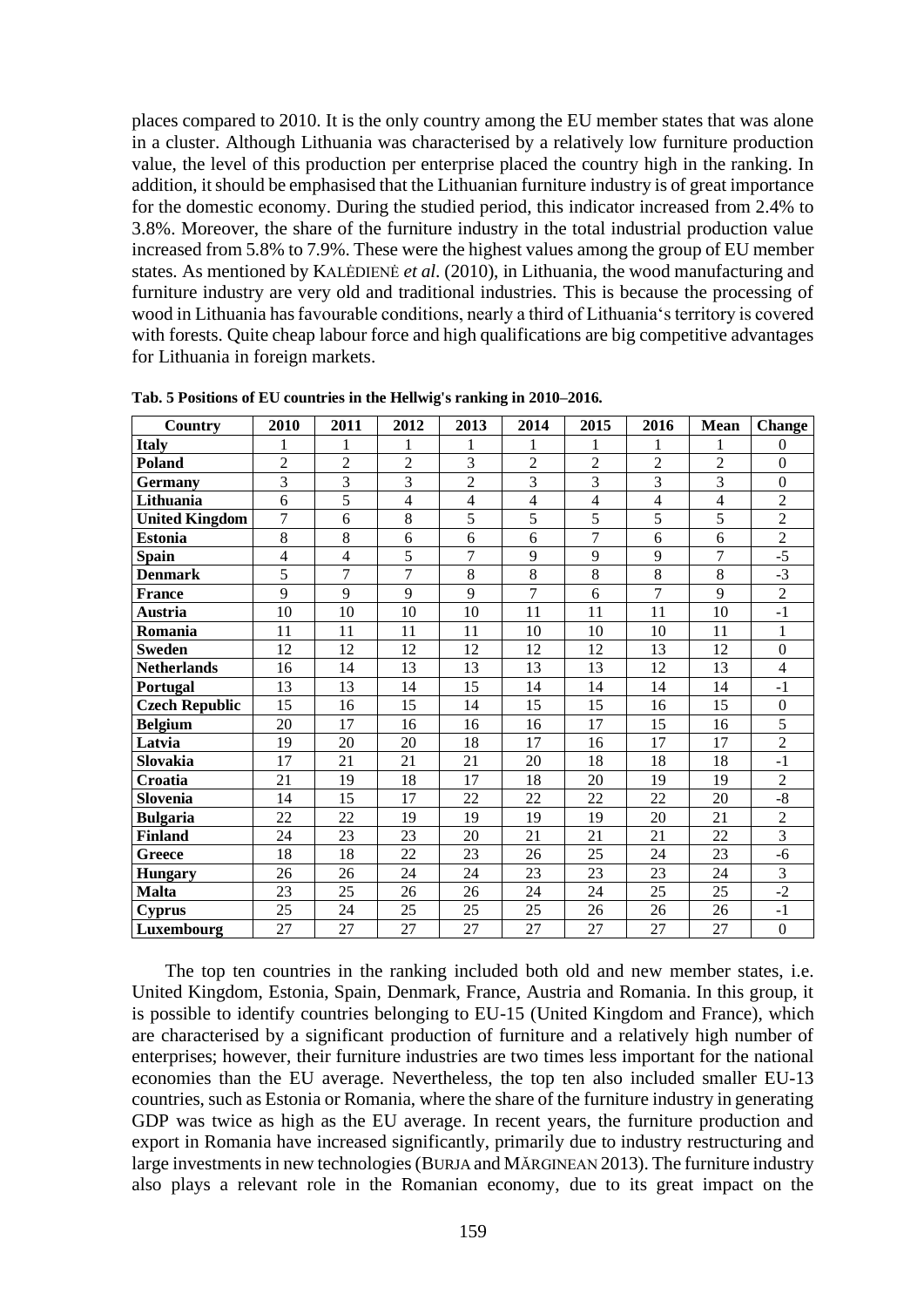places compared to 2010. It is the only country among the EU member states that was alone in a cluster. Although Lithuania was characterised by a relatively low furniture production value, the level of this production per enterprise placed the country high in the ranking. In addition, it should be emphasised that the Lithuanian furniture industry is of great importance for the domestic economy. During the studied period, this indicator increased from 2.4% to 3.8%. Moreover, the share of the furniture industry in the total industrial production value increased from 5.8% to 7.9%. These were the highest values among the group of EU member states. As mentioned by KALĖDIENĖ *et al*. (2010), in Lithuania, the wood manufacturing and furniture industry are very old and traditional industries. This is because the processing of wood in Lithuania has favourable conditions, nearly a third of Lithuania's territory is covered with forests. Quite cheap labour force and high qualifications are big competitive advantages for Lithuania in foreign markets.

**Tab. 5 Positions of EU countries in the Hellwig's ranking in 2010–2016.**

| Country | 2010 | 2011 | 2012 | 2013 | 2014 | 2015 | 2016 | Mean | Change |
|---|---|---|---|---|---|---|---|---|---|
| **Italy** | 1 | 1 | 1 | 1 | 1 | 1 | 1 | 1 | 0 |
| **Poland** | 2 | 2 | 2 | 3 | 2 | 2 | 2 | 2 | 0 |
| **Germany** | 3 | 3 | 3 | 2 | 3 | 3 | 3 | 3 | 0 |
| **Lithuania** | 6 | 5 | 4 | 4 | 4 | 4 | 4 | 4 | 2 |
| **United Kingdom** | 7 | 6 | 8 | 5 | 5 | 5 | 5 | 5 | 2 |
| **Estonia** | 8 | 8 | 6 | 6 | 6 | 7 | 6 | 6 | 2 |
| **Spain** | 4 | 4 | 5 | 7 | 9 | 9 | 9 | 7 | -5 |
| **Denmark** | 5 | 7 | 7 | 8 | 8 | 8 | 8 | 8 | -3 |
| **France** | 9 | 9 | 9 | 9 | 7 | 6 | 7 | 9 | 2 |
| **Austria** | 10 | 10 | 10 | 10 | 11 | 11 | 11 | 10 | -1 |
| **Romania** | 11 | 11 | 11 | 11 | 10 | 10 | 10 | 11 | 1 |
| **Sweden** | 12 | 12 | 12 | 12 | 12 | 12 | 13 | 12 | 0 |
| **Netherlands** | 16 | 14 | 13 | 13 | 13 | 13 | 12 | 13 | 4 |
| **Portugal** | 13 | 13 | 14 | 15 | 14 | 14 | 14 | 14 | -1 |
| **Czech Republic** | 15 | 16 | 15 | 14 | 15 | 15 | 16 | 15 | 0 |
| **Belgium** | 20 | 17 | 16 | 16 | 16 | 17 | 15 | 16 | 5 |
| **Latvia** | 19 | 20 | 20 | 18 | 17 | 16 | 17 | 17 | 2 |
| **Slovakia** | 17 | 21 | 21 | 21 | 20 | 18 | 18 | 18 | -1 |
| **Croatia** | 21 | 19 | 18 | 17 | 18 | 20 | 19 | 19 | 2 |
| **Slovenia** | 14 | 15 | 17 | 22 | 22 | 22 | 22 | 20 | -8 |
| **Bulgaria** | 22 | 22 | 19 | 19 | 19 | 19 | 20 | 21 | 2 |
| **Finland** | 24 | 23 | 23 | 20 | 21 | 21 | 21 | 22 | 3 |
| **Greece** | 18 | 18 | 22 | 23 | 26 | 25 | 24 | 23 | -6 |
| **Hungary** | 26 | 26 | 24 | 24 | 23 | 23 | 23 | 24 | 3 |
| **Malta** | 23 | 25 | 26 | 26 | 24 | 24 | 25 | 25 | -2 |
| **Cyprus** | 25 | 24 | 25 | 25 | 25 | 26 | 26 | 26 | -1 |
| **Luxembourg** | 27 | 27 | 27 | 27 | 27 | 27 | 27 | 27 | 0 |

The top ten countries in the ranking included both old and new member states, i.e. United Kingdom, Estonia, Spain, Denmark, France, Austria and Romania. In this group, it is possible to identify countries belonging to EU-15 (United Kingdom and France), which are characterised by a significant production of furniture and a relatively high number of enterprises; however, their furniture industries are two times less important for the national economies than the EU average. Nevertheless, the top ten also included smaller EU-13 countries, such as Estonia or Romania, where the share of the furniture industry in generating GDP was twice as high as the EU average. In recent years, the furniture production and export in Romania have increased significantly, primarily due to industry restructuring and large investments in new technologies (BURJA and MĂRGINEAN 2013). The furniture industry also plays a relevant role in the Romanian economy, due to its great impact on the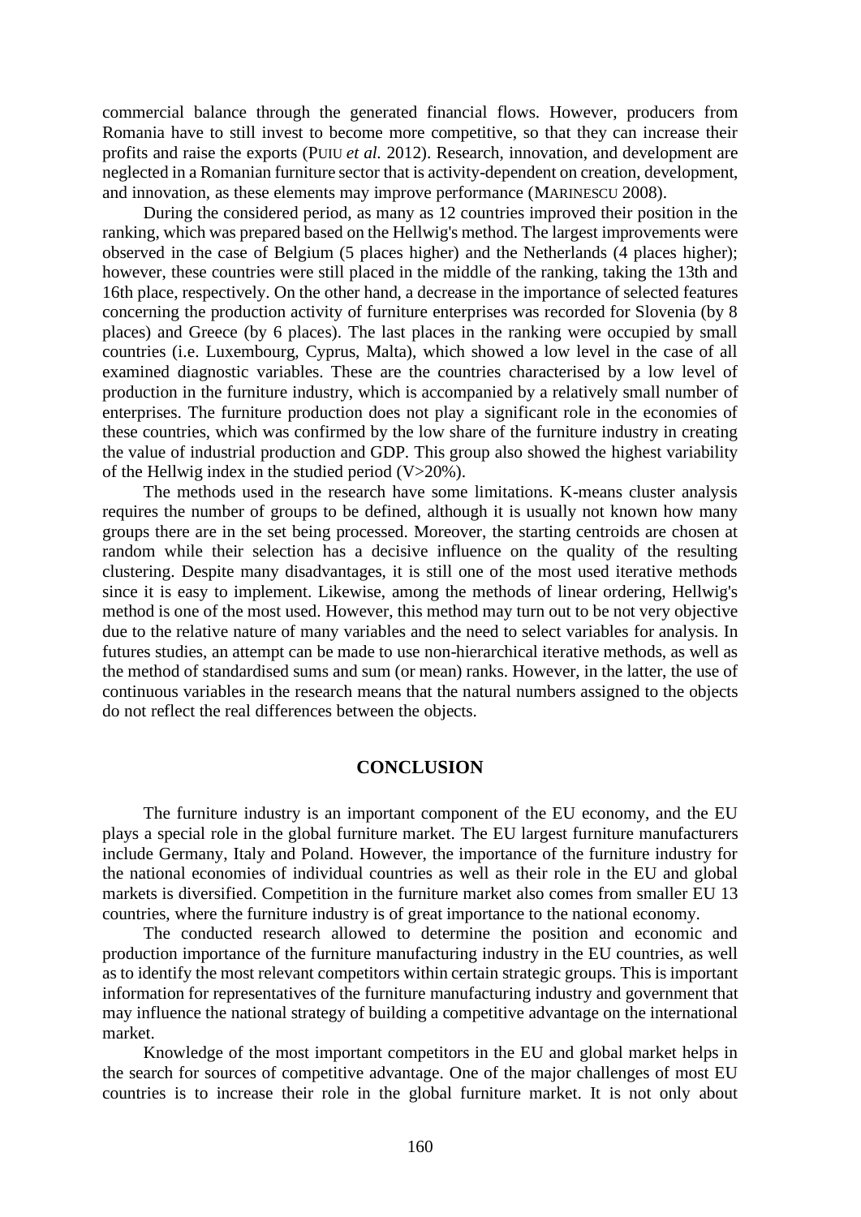commercial balance through the generated financial flows. However, producers from Romania have to still invest to become more competitive, so that they can increase their profits and raise the exports (Puiu *et al.* 2012). Research, innovation, and development are neglected in a Romanian furniture sector that is activity-dependent on creation, development, and innovation, as these elements may improve performance (Marinescu 2008).

During the considered period, as many as 12 countries improved their position in the ranking, which was prepared based on the Hellwig's method. The largest improvements were observed in the case of Belgium (5 places higher) and the Netherlands (4 places higher); however, these countries were still placed in the middle of the ranking, taking the 13th and 16th place, respectively. On the other hand, a decrease in the importance of selected features concerning the production activity of furniture enterprises was recorded for Slovenia (by 8 places) and Greece (by 6 places). The last places in the ranking were occupied by small countries (i.e. Luxembourg, Cyprus, Malta), which showed a low level in the case of all examined diagnostic variables. These are the countries characterised by a low level of production in the furniture industry, which is accompanied by a relatively small number of enterprises. The furniture production does not play a significant role in the economies of these countries, which was confirmed by the low share of the furniture industry in creating the value of industrial production and GDP. This group also showed the highest variability of the Hellwig index in the studied period (V>20%).

The methods used in the research have some limitations. K-means cluster analysis requires the number of groups to be defined, although it is usually not known how many groups there are in the set being processed. Moreover, the starting centroids are chosen at random while their selection has a decisive influence on the quality of the resulting clustering. Despite many disadvantages, it is still one of the most used iterative methods since it is easy to implement. Likewise, among the methods of linear ordering, Hellwig's method is one of the most used. However, this method may turn out to be not very objective due to the relative nature of many variables and the need to select variables for analysis. In futures studies, an attempt can be made to use non-hierarchical iterative methods, as well as the method of standardised sums and sum (or mean) ranks. However, in the latter, the use of continuous variables in the research means that the natural numbers assigned to the objects do not reflect the real differences between the objects.

## CONCLUSION

The furniture industry is an important component of the EU economy, and the EU plays a special role in the global furniture market. The EU largest furniture manufacturers include Germany, Italy and Poland. However, the importance of the furniture industry for the national economies of individual countries as well as their role in the EU and global markets is diversified. Competition in the furniture market also comes from smaller EU 13 countries, where the furniture industry is of great importance to the national economy.

The conducted research allowed to determine the position and economic and production importance of the furniture manufacturing industry in the EU countries, as well as to identify the most relevant competitors within certain strategic groups. This is important information for representatives of the furniture manufacturing industry and government that may influence the national strategy of building a competitive advantage on the international market.

Knowledge of the most important competitors in the EU and global market helps in the search for sources of competitive advantage. One of the major challenges of most EU countries is to increase their role in the global furniture market. It is not only about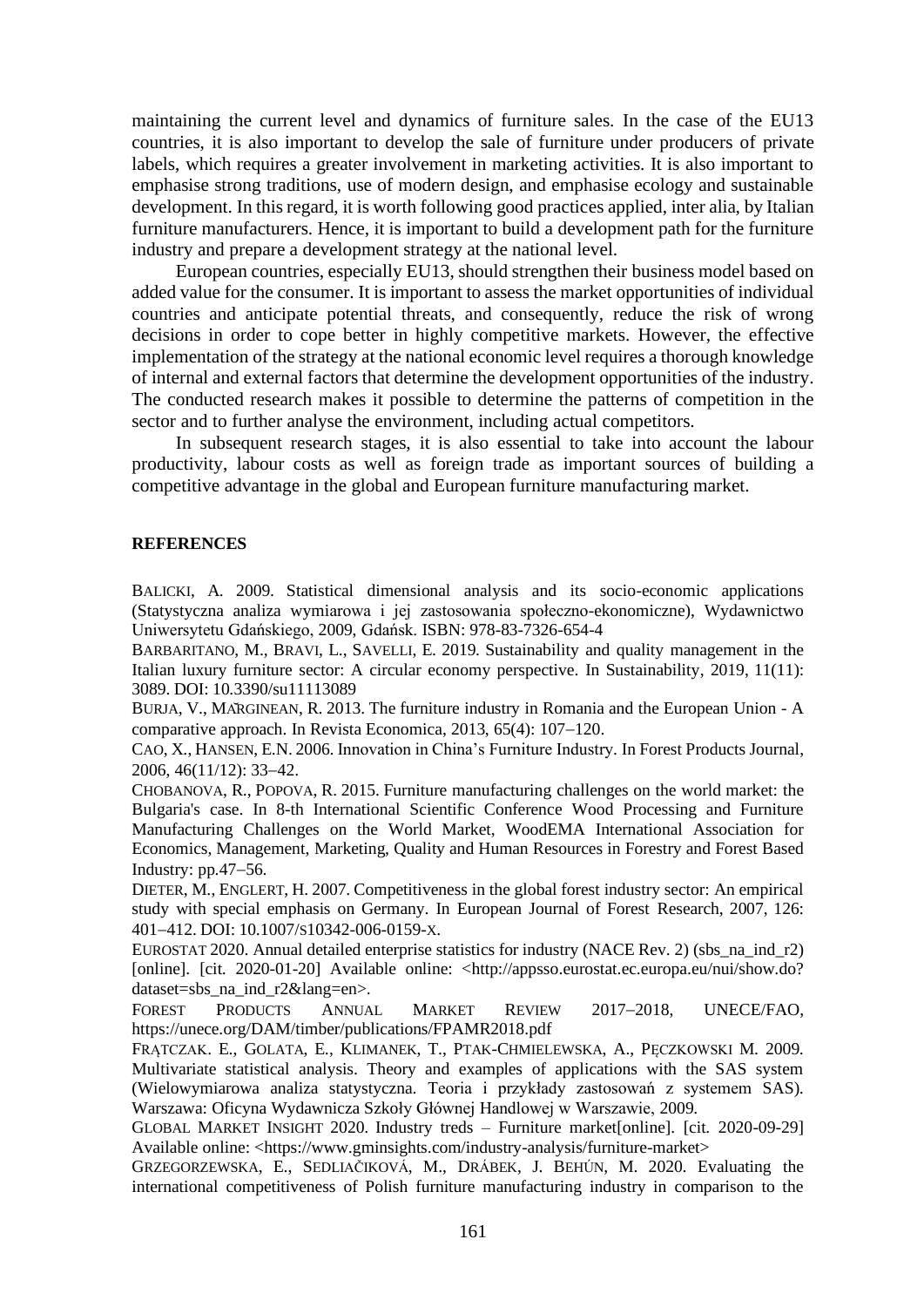maintaining the current level and dynamics of furniture sales. In the case of the EU13 countries, it is also important to develop the sale of furniture under producers of private labels, which requires a greater involvement in marketing activities. It is also important to emphasise strong traditions, use of modern design, and emphasise ecology and sustainable development. In this regard, it is worth following good practices applied, inter alia, by Italian furniture manufacturers. Hence, it is important to build a development path for the furniture industry and prepare a development strategy at the national level.

European countries, especially EU13, should strengthen their business model based on added value for the consumer. It is important to assess the market opportunities of individual countries and anticipate potential threats, and consequently, reduce the risk of wrong decisions in order to cope better in highly competitive markets. However, the effective implementation of the strategy at the national economic level requires a thorough knowledge of internal and external factors that determine the development opportunities of the industry. The conducted research makes it possible to determine the patterns of competition in the sector and to further analyse the environment, including actual competitors.

In subsequent research stages, it is also essential to take into account the labour productivity, labour costs as well as foreign trade as important sources of building a competitive advantage in the global and European furniture manufacturing market.

## REFERENCES

BALICKI, A. 2009. Statistical dimensional analysis and its socio-economic applications (Statystyczna analiza wymiarowa i jej zastosowania społeczno-ekonomiczne), Wydawnictwo Uniwersytetu Gdańskiego, 2009, Gdańsk. ISBN: 978-83-7326-654-4

BARBARITANO, M., BRAVI, L., SAVELLI, E. 2019. Sustainability and quality management in the Italian luxury furniture sector: A circular economy perspective. In Sustainability, 2019, 11(11): 3089. DOI: 10.3390/su11113089

BURJA, V., MĂRGINEAN, R. 2013. The furniture industry in Romania and the European Union - A comparative approach. In Revista Economica, 2013, 65(4): 107–120.

CAO, X., HANSEN, E.N. 2006. Innovation in China's Furniture Industry. In Forest Products Journal, 2006, 46(11/12): 33–42.

CHOBANOVA, R., POPOVA, R. 2015. Furniture manufacturing challenges on the world market: the Bulgaria's case. In 8-th International Scientific Conference Wood Processing and Furniture Manufacturing Challenges on the World Market, WoodEMA International Association for Economics, Management, Marketing, Quality and Human Resources in Forestry and Forest Based Industry: pp.47–56.

DIETER, M., ENGLERT, H. 2007. Competitiveness in the global forest industry sector: An empirical study with special emphasis on Germany. In European Journal of Forest Research, 2007, 126: 401–412. DOI: 10.1007/s10342-006-0159-X.

EUROSTAT 2020. Annual detailed enterprise statistics for industry (NACE Rev. 2) (sbs_na_ind_r2) [online]. [cit. 2020-01-20] Available online: <http://appsso.eurostat.ec.europa.eu/nui/show.do?dataset=sbs_na_ind_r2&lang=en>.

FOREST PRODUCTS ANNUAL MARKET REVIEW 2017–2018, UNECE/FAO, https://unece.org/DAM/timber/publications/FPAMR2018.pdf

FRĄTCZAK. E., GOLATA, E., KLIMANEK, T., PTAK-CHMIELEWSKA, A., PĘCZKOWSKI M. 2009. Multivariate statistical analysis. Theory and examples of applications with the SAS system (Wielowymiarowa analiza statystyczna. Teoria i przykłady zastosowań z systemem SAS). Warszawa: Oficyna Wydawnicza Szkoły Głównej Handlowej w Warszawie, 2009.

GLOBAL MARKET INSIGHT 2020. Industry treds – Furniture market[online]. [cit. 2020-09-29] Available online: <https://www.gminsights.com/industry-analysis/furniture-market>

GRZEGORZEWSKA, E., SEDLIAČIKOVÁ, M., DRÁBEK, J. BEHÚN, M. 2020. Evaluating the international competitiveness of Polish furniture manufacturing industry in comparison to the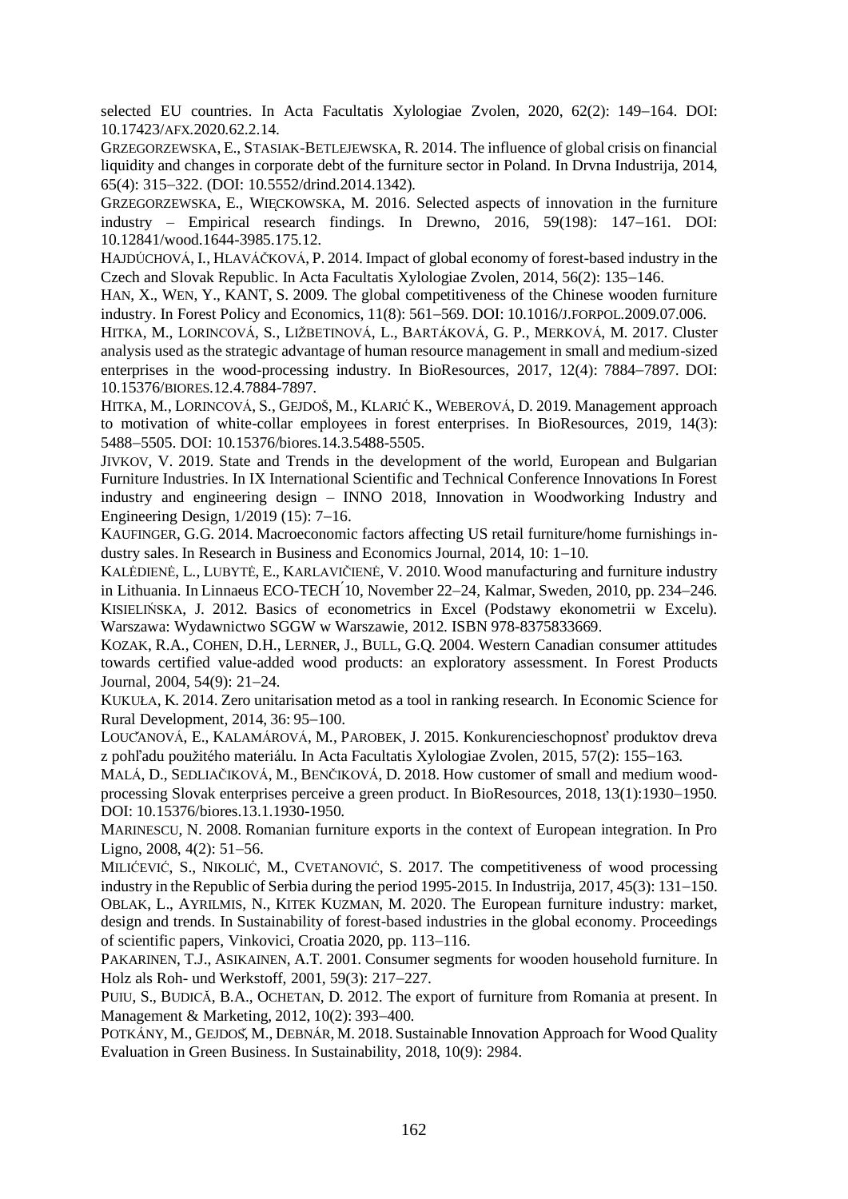selected EU countries. In Acta Facultatis Xylologiae Zvolen, 2020, 62(2): 149–164. DOI: 10.17423/AFX.2020.62.2.14.

GRZEGORZEWSKA, E., STASIAK-BETLEJEWSKA, R. 2014. The influence of global crisis on financial liquidity and changes in corporate debt of the furniture sector in Poland. In Drvna Industrija, 2014, 65(4): 315–322. (DOI: 10.5552/drind.2014.1342).

GRZEGORZEWSKA, E., WIĘCKOWSKA, M. 2016. Selected aspects of innovation in the furniture industry – Empirical research findings. In Drewno, 2016, 59(198): 147–161. DOI: 10.12841/wood.1644-3985.175.12.

HAJDÚCHOVÁ, I., HLAVÁČKOVÁ, P. 2014. Impact of global economy of forest-based industry in the Czech and Slovak Republic. In Acta Facultatis Xylologiae Zvolen, 2014, 56(2): 135–146.

HAN, X., WEN, Y., KANT, S. 2009. The global competitiveness of the Chinese wooden furniture industry. In Forest Policy and Economics, 11(8): 561–569. DOI: 10.1016/J.FORPOL.2009.07.006.

HITKA, M., LORINCOVÁ, S., LIŽBETINOVÁ, L., BARTÁKOVÁ, G. P., MERKOVÁ, M. 2017. Cluster analysis used as the strategic advantage of human resource management in small and medium-sized enterprises in the wood-processing industry. In BioResources, 2017, 12(4): 7884–7897. DOI: 10.15376/BIORES.12.4.7884-7897.

HITKA, M., LORINCOVÁ, S., GEJDOŠ, M., KLARIĆ K., WEBEROVÁ, D. 2019. Management approach to motivation of white-collar employees in forest enterprises. In BioResources, 2019, 14(3): 5488–5505. DOI: 10.15376/biores.14.3.5488-5505.

JIVKOV, V. 2019. State and Trends in the development of the world, European and Bulgarian Furniture Industries. In IX International Scientific and Technical Conference Innovations In Forest industry and engineering design – INNO 2018, Innovation in Woodworking Industry and Engineering Design, 1/2019 (15): 7–16.

KAUFINGER, G.G. 2014. Macroeconomic factors affecting US retail furniture/home furnishings industry sales. In Research in Business and Economics Journal, 2014, 10: 1–10.

KALĖDIENĖ, L., LUBYTĖ, E., KARLAVIČIENĖ, V. 2010. Wood manufacturing and furniture industry in Lithuania. In Linnaeus ECO-TECH´10, November 22–24, Kalmar, Sweden, 2010, pp. 234–246.

KISIELIŃSKA, J. 2012. Basics of econometrics in Excel (Podstawy ekonometrii w Excelu). Warszawa: Wydawnictwo SGGW w Warszawie, 2012. ISBN 978-8375833669.

KOZAK, R.A., COHEN, D.H., LERNER, J., BULL, G.Q. 2004. Western Canadian consumer attitudes towards certified value-added wood products: an exploratory assessment. In Forest Products Journal, 2004, 54(9): 21–24.

KUKUŁA, K. 2014. Zero unitarisation metod as a tool in ranking research. In Economic Science for Rural Development, 2014, 36: 95–100.

LOUČANOVÁ, E., KALAMÁROVÁ, M., PAROBEK, J. 2015. Konkurencieschopnosť produktov dreva z pohľadu použitého materiálu. In Acta Facultatis Xylologiae Zvolen, 2015, 57(2): 155–163.

MALÁ, D., SEDLIAČIKOVÁ, M., BENČIKOVÁ, D. 2018. How customer of small and medium wood-processing Slovak enterprises perceive a green product. In BioResources, 2018, 13(1):1930–1950. DOI: 10.15376/biores.13.1.1930-1950.

MARINESCU, N. 2008. Romanian furniture exports in the context of European integration. In Pro Ligno, 2008, 4(2): 51–56.

MILIĆEVIĆ, S., NIKOLIĆ, M., CVETANOVIĆ, S. 2017. The competitiveness of wood processing industry in the Republic of Serbia during the period 1995-2015. In Industrija, 2017, 45(3): 131–150.

OBLAK, L., AYRILMIS, N., KITEK KUZMAN, M. 2020. The European furniture industry: market, design and trends. In Sustainability of forest-based industries in the global economy. Proceedings of scientific papers, Vinkovici, Croatia 2020, pp. 113–116.

PAKARINEN, T.J., ASIKAINEN, A.T. 2001. Consumer segments for wooden household furniture. In Holz als Roh- und Werkstoff, 2001, 59(3): 217–227.

PUIU, S., BUDICĂ, B.A., OCHETAN, D. 2012. The export of furniture from Romania at present. In Management & Marketing, 2012, 10(2): 393–400.

POTKÁNY, M., GEJDOŠ, M., DEBNÁR, M. 2018. Sustainable Innovation Approach for Wood Quality Evaluation in Green Business. In Sustainability, 2018, 10(9): 2984.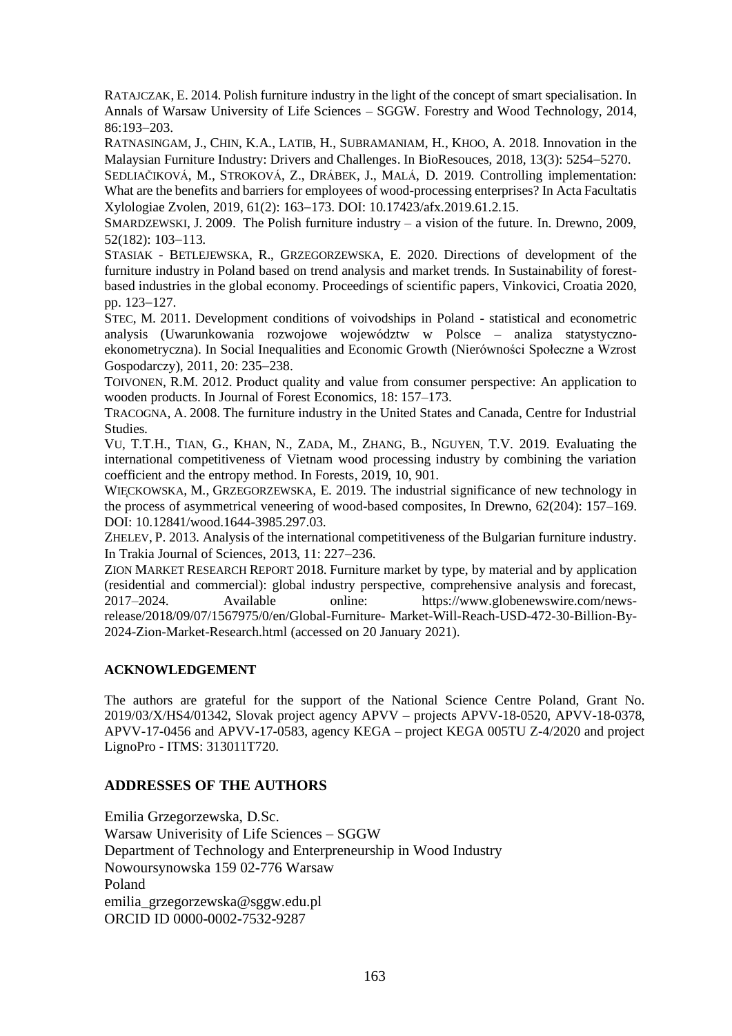RATAJCZAK, E. 2014. Polish furniture industry in the light of the concept of smart specialisation. In Annals of Warsaw University of Life Sciences – SGGW. Forestry and Wood Technology, 2014, 86:193–203.

RATNASINGAM, J., CHIN, K.A., LATIB, H., SUBRAMANIAM, H., KHOO, A. 2018. Innovation in the Malaysian Furniture Industry: Drivers and Challenges. In BioResouces, 2018, 13(3): 5254–5270.

SEDLIAČIKOVÁ, M., STROKOVÁ, Z., DRÁBEK, J., MALÁ, D. 2019. Controlling implementation: What are the benefits and barriers for employees of wood-processing enterprises? In Acta Facultatis Xylologiae Zvolen, 2019, 61(2): 163–173. DOI: 10.17423/afx.2019.61.2.15.

SMARDZEWSKI, J. 2009. The Polish furniture industry – a vision of the future. In. Drewno, 2009, 52(182): 103–113.

STASIAK - BETLEJEWSKA, R., GRZEGORZEWSKA, E. 2020. Directions of development of the furniture industry in Poland based on trend analysis and market trends. In Sustainability of forest-based industries in the global economy. Proceedings of scientific papers, Vinkovici, Croatia 2020, pp. 123–127.

STEC, M. 2011. Development conditions of voivodships in Poland - statistical and econometric analysis (Uwarunkowania rozwojowe województw w Polsce – analiza statystyczno-ekonometryczna). In Social Inequalities and Economic Growth (Nierówności Społeczne a Wzrost Gospodarczy), 2011, 20: 235–238.

TOIVONEN, R.M. 2012. Product quality and value from consumer perspective: An application to wooden products. In Journal of Forest Economics, 18: 157–173.

TRACOGNA, A. 2008. The furniture industry in the United States and Canada, Centre for Industrial Studies.

VU, T.T.H., TIAN, G., KHAN, N., ZADA, M., ZHANG, B., NGUYEN, T.V. 2019. Evaluating the international competitiveness of Vietnam wood processing industry by combining the variation coefficient and the entropy method. In Forests, 2019, 10, 901.

WIĘCKOWSKA, M., GRZEGORZEWSKA, E. 2019. The industrial significance of new technology in the process of asymmetrical veneering of wood-based composites, In Drewno, 62(204): 157–169. DOI: 10.12841/wood.1644-3985.297.03.

ZHELEV, P. 2013. Analysis of the international competitiveness of the Bulgarian furniture industry. In Trakia Journal of Sciences, 2013, 11: 227–236.

ZION MARKET RESEARCH REPORT 2018. Furniture market by type, by material and by application (residential and commercial): global industry perspective, comprehensive analysis and forecast, 2017–2024. Available online: https://www.globenewswire.com/news-release/2018/09/07/1567975/0/en/Global-Furniture- Market-Will-Reach-USD-472-30-Billion-By-2024-Zion-Market-Research.html (accessed on 20 January 2021).

## ACKNOWLEDGEMENT

The authors are grateful for the support of the National Science Centre Poland, Grant No. 2019/03/X/HS4/01342, Slovak project agency APVV – projects APVV-18-0520, APVV-18-0378, APVV-17-0456 and APVV-17-0583, agency KEGA – project KEGA 005TU Z-4/2020 and project LignoPro - ITMS: 313011T720.

## ADDRESSES OF THE AUTHORS

Emilia Grzegorzewska, D.Sc.
Warsaw Univerisity of Life Sciences – SGGW
Department of Technology and Enterpreneurship in Wood Industry
Nowoursynowska 159 02-776 Warsaw
Poland
emilia_grzegorzewska@sggw.edu.pl
ORCID ID 0000-0002-7532-9287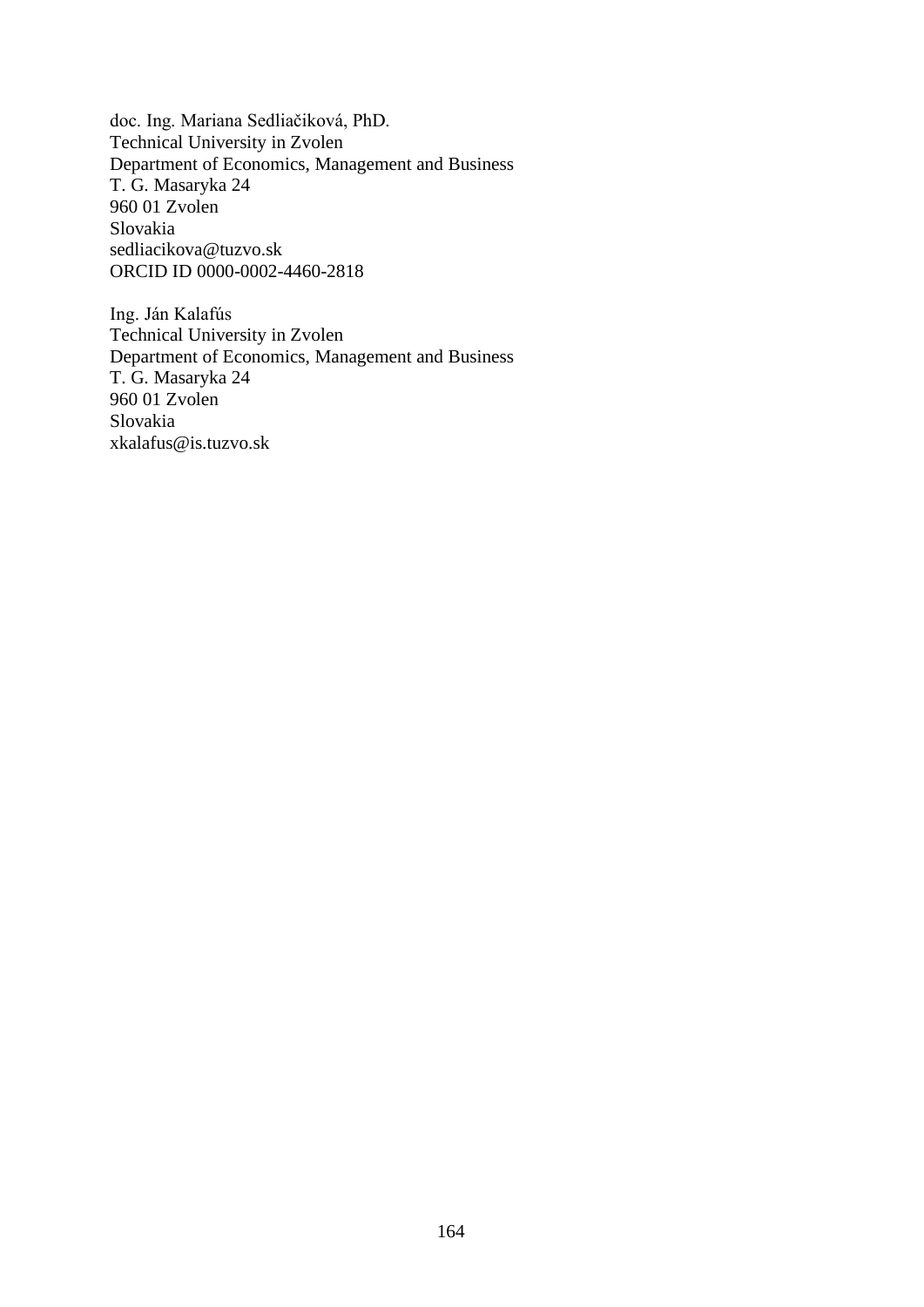doc. Ing. Mariana Sedliačiková, PhD.
Technical University in Zvolen
Department of Economics, Management and Business
T. G. Masaryka 24
960 01 Zvolen
Slovakia
sedliacikova@tuzvo.sk
ORCID ID 0000-0002-4460-2818

Ing. Ján Kalafús
Technical University in Zvolen
Department of Economics, Management and Business
T. G. Masaryka 24
960 01 Zvolen
Slovakia
xkalafus@is.tuzvo.sk